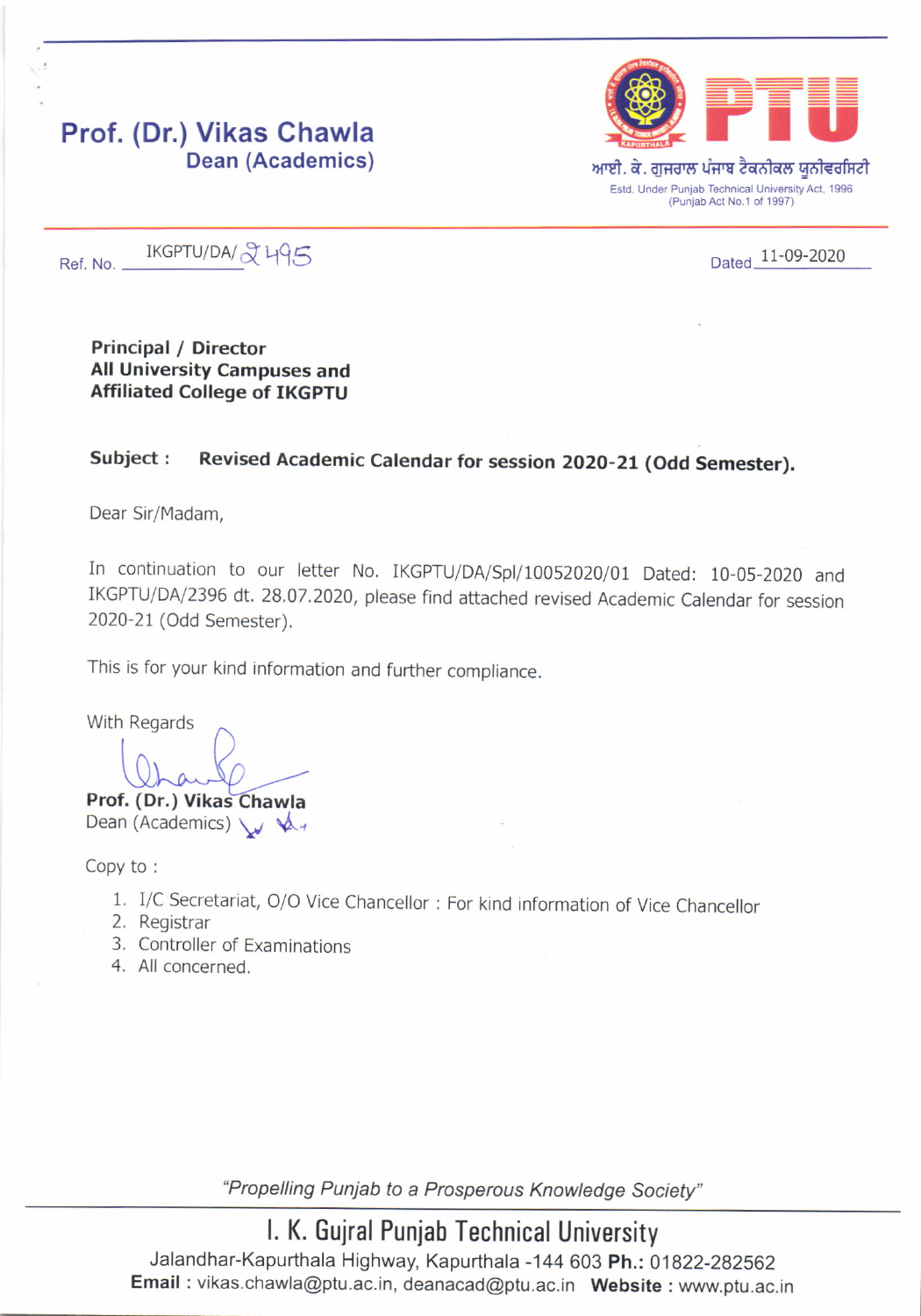# Prof. (Dr.) Vikas Chawla
## Dean (Academics)

**PTU**

ਆਈ. ਕੇ. ਗੁਜਰਾਲ ਪੰਜਾਬ ਟੈਕਨੀਕਲ ਯੂਨੀਵਰਸਿਟੀ

Estd. Under Punjab Technical University Act, 1996
(Punjab Act No.1 of 1997)

Ref. No. IKGPTU/DA/2495 Dated 11-09-2020

**Principal / Director**
**All University Campuses and**
**Affiliated College of IKGPTU**

**Subject : Revised Academic Calendar for session 2020-21 (Odd Semester).**

Dear Sir/Madam,

In continuation to our letter No. IKGPTU/DA/Spl/10052020/01 Dated: 10-05-2020 and IKGPTU/DA/2396 dt. 28.07.2020, please find attached revised Academic Calendar for session 2020-21 (Odd Semester).

This is for your kind information and further compliance.

With Regards

**Prof. (Dr.) Vikas Chawla**
Dean (Academics)

Copy to :

1. I/C Secretariat, O/O Vice Chancellor : For kind information of Vice Chancellor
2. Registrar
3. Controller of Examinations
4. All concerned.

*"Propelling Punjab to a Prosperous Knowledge Society"*

**I. K. Gujral Punjab Technical University**
Jalandhar-Kapurthala Highway, Kapurthala -144 603 **Ph.:** 01822-282562
**Email :** vikas.chawla@ptu.ac.in, deanacad@ptu.ac.in **Website :** www.ptu.ac.in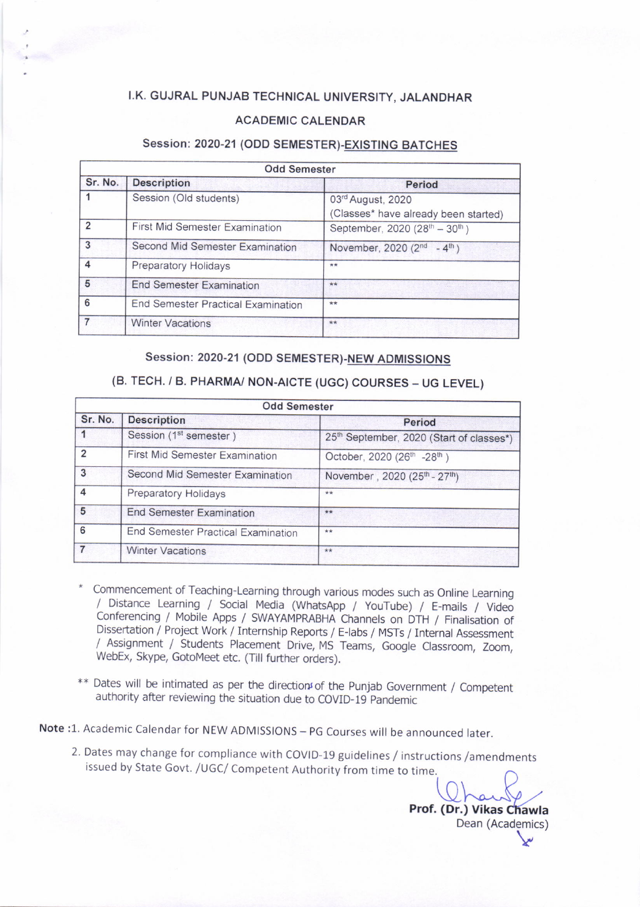# I.K. GUJRAL PUNJAB TECHNICAL UNIVERSITY, JALANDHAR

## ACADEMIC CALENDAR

### Session: 2020-21 (ODD SEMESTER)-EXISTING BATCHES

| Odd Semester | | |
|---|---|---|
| **Sr. No.** | **Description** | **Period** |
| 1 | Session (Old students) | 03rd August, 2020 (Classes* have already been started) |
| 2 | First Mid Semester Examination | September, 2020 (28th – 30th ) |
| 3 | Second Mid Semester Examination | November, 2020 (2nd - 4th ) |
| 4 | Preparatory Holidays | ** |
| 5 | End Semester Examination | ** |
| 6 | End Semester Practical Examination | ** |
| 7 | Winter Vacations | ** |

### Session: 2020-21 (ODD SEMESTER)-NEW ADMISSIONS

### (B. TECH. / B. PHARMA/ NON-AICTE (UGC) COURSES – UG LEVEL)

| Odd Semester | | |
|---|---|---|
| **Sr. No.** | **Description** | **Period** |
| 1 | Session (1st semester ) | 25th September, 2020 (Start of classes*) |
| 2 | First Mid Semester Examination | October, 2020 (26th -28th ) |
| 3 | Second Mid Semester Examination | November , 2020 (25th - 27th) |
| 4 | Preparatory Holidays | ** |
| 5 | End Semester Examination | ** |
| 6 | End Semester Practical Examination | ** |
| 7 | Winter Vacations | ** |

\* Commencement of Teaching-Learning through various modes such as Online Learning / Distance Learning / Social Media (WhatsApp / YouTube) / E-mails / Video Conferencing / Mobile Apps / SWAYAMPRABHA Channels on DTH / Finalisation of Dissertation / Project Work / Internship Reports / E-labs / MSTs / Internal Assessment / Assignment / Students Placement Drive, MS Teams, Google Classroom, Zoom, WebEx, Skype, GotoMeet etc. (Till further orders).

\*\* Dates will be intimated as per the directions of the Punjab Government / Competent authority after reviewing the situation due to COVID-19 Pandemic

**Note :** 1. Academic Calendar for NEW ADMISSIONS – PG Courses will be announced later.

2. Dates may change for compliance with COVID-19 guidelines / instructions /amendments issued by State Govt. /UGC/ Competent Authority from time to time.

**Prof. (Dr.) Vikas Chawla**
Dean (Academics)